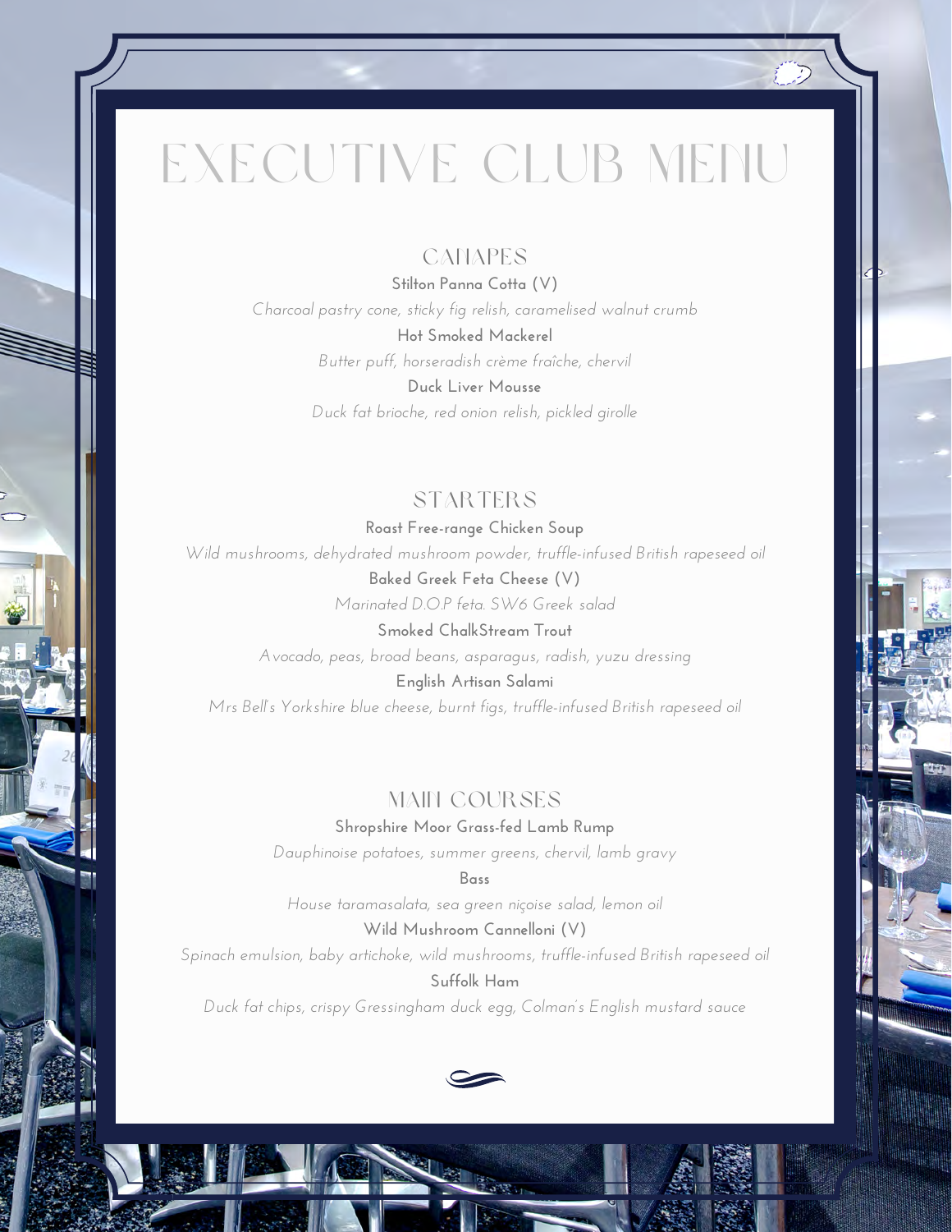# EXECUTIVE CLUB MENU

## CANAPES

**Stilton Panna Cotta (V)**

*Charcoal pastry cone, sticky fig relish, caramelised walnut crumb*

**Hot Smoked Mackerel**

*Butter puff, horseradish crème fraîche, chervil*

**Duck Liver Mousse**

*Duck fat brioche, red onion relish, pickled girolle*

## STARTERS

**Roast Free-range Chicken Soup**

*Wild mushrooms, dehydrated mushroom powder, truffle-infused British rapeseed oil*

**Baked Greek Feta Cheese (V)**

*Marinated D.O.P feta. SW6 Greek salad*

**Smoked ChalkStream Trout**

*Avocado, peas, broad beans, asparagus, radish, yuzu dressing*

**English Artisan Salami**

*Mrs Bell's Yorkshire blue cheese, burnt figs, truffle-infused British rapeseed oil*

## MAIN COURSES

**Shropshire Moor Grass-fed Lamb Rump**

*Dauphinoise potatoes, summer greens, chervil, lamb gravy*

**Bass**

*House taramasalata, sea green niçoise salad, lemon oil*

**Wild Mushroom Cannelloni (V)**

*Spinach emulsion, baby artichoke, wild mushrooms, truffle-infused British rapeseed oil*

**Suffolk Ham**

*Duck fat chips, crispy Gressingham duck egg, Colman's English mustard sauce*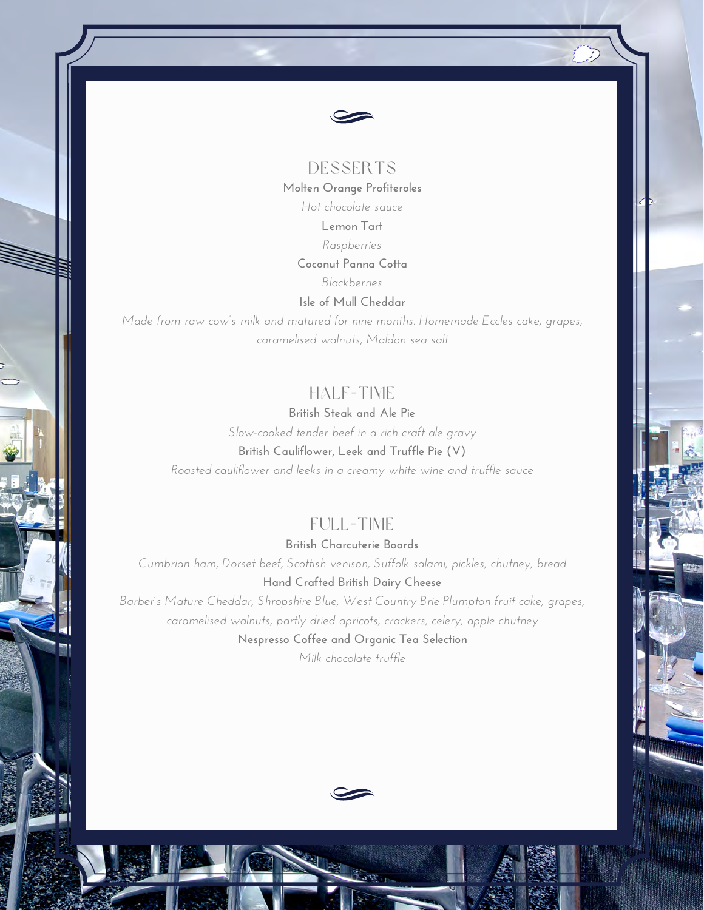## DESSERTS

**Molten Orange Profiteroles**

*Hot chocolate sauce*

**Lemon Tart**

*Raspberries*

**Coconut Panna Cotta**

*Blackberries*

**Isle of Mull Cheddar**

*Made from raw cow's milk and matured for nine months. Homemade Eccles cake, grapes, caramelised walnuts, Maldon sea salt*

## HALF-TIME

**British Steak and Ale Pie**

*Slow-cooked tender beef in a rich craft ale gravy*

**British Cauliflower, Leek and Truffle Pie (V)**

*Roasted cauliflower and leeks in a creamy white wine and truffle sauce*

## FULL-TIME

**British Charcuterie Boards**

*Cumbrian ham, Dorset beef, Scottish venison, Suffolk salami, pickles, chutney, bread*

**Hand Crafted British Dairy Cheese**

*Barber's Mature Cheddar, Shropshire Blue, West Country Brie Plumpton fruit cake, grapes, caramelised walnuts, partly dried apricots, crackers, celery, apple chutney*

**Nespresso Coffee and Organic Tea Selection**

*Milk chocolate truffle*